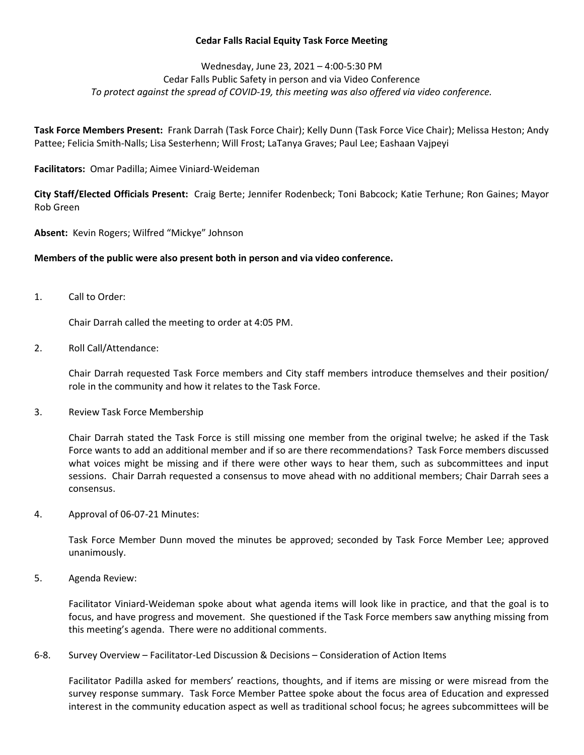**Cedar Falls Racial Equity Task Force Meeting**

Wednesday, June 23, 2021 – 4:00-5:30 PM
Cedar Falls Public Safety in person and via Video Conference
*To protect against the spread of COVID-19, this meeting was also offered via video conference.*

**Task Force Members Present:** Frank Darrah (Task Force Chair); Kelly Dunn (Task Force Vice Chair); Melissa Heston; Andy Pattee; Felicia Smith-Nalls; Lisa Sesterhenn; Will Frost; LaTanya Graves; Paul Lee; Eashaan Vajpeyi

**Facilitators:** Omar Padilla; Aimee Viniard-Weideman

**City Staff/Elected Officials Present:** Craig Berte; Jennifer Rodenbeck; Toni Babcock; Katie Terhune; Ron Gaines; Mayor Rob Green

**Absent:** Kevin Rogers; Wilfred "Mickye" Johnson

**Members of the public were also present both in person and via video conference.**

1. Call to Order:

   Chair Darrah called the meeting to order at 4:05 PM.

2. Roll Call/Attendance:

   Chair Darrah requested Task Force members and City staff members introduce themselves and their position/ role in the community and how it relates to the Task Force.

3. Review Task Force Membership

   Chair Darrah stated the Task Force is still missing one member from the original twelve; he asked if the Task Force wants to add an additional member and if so are there recommendations? Task Force members discussed what voices might be missing and if there were other ways to hear them, such as subcommittees and input sessions. Chair Darrah requested a consensus to move ahead with no additional members; Chair Darrah sees a consensus.

4. Approval of 06-07-21 Minutes:

   Task Force Member Dunn moved the minutes be approved; seconded by Task Force Member Lee; approved unanimously.

5. Agenda Review:

   Facilitator Viniard-Weideman spoke about what agenda items will look like in practice, and that the goal is to focus, and have progress and movement. She questioned if the Task Force members saw anything missing from this meeting's agenda. There were no additional comments.

6-8. Survey Overview – Facilitator-Led Discussion & Decisions – Consideration of Action Items

   Facilitator Padilla asked for members' reactions, thoughts, and if items are missing or were misread from the survey response summary. Task Force Member Pattee spoke about the focus area of Education and expressed interest in the community education aspect as well as traditional school focus; he agrees subcommittees will be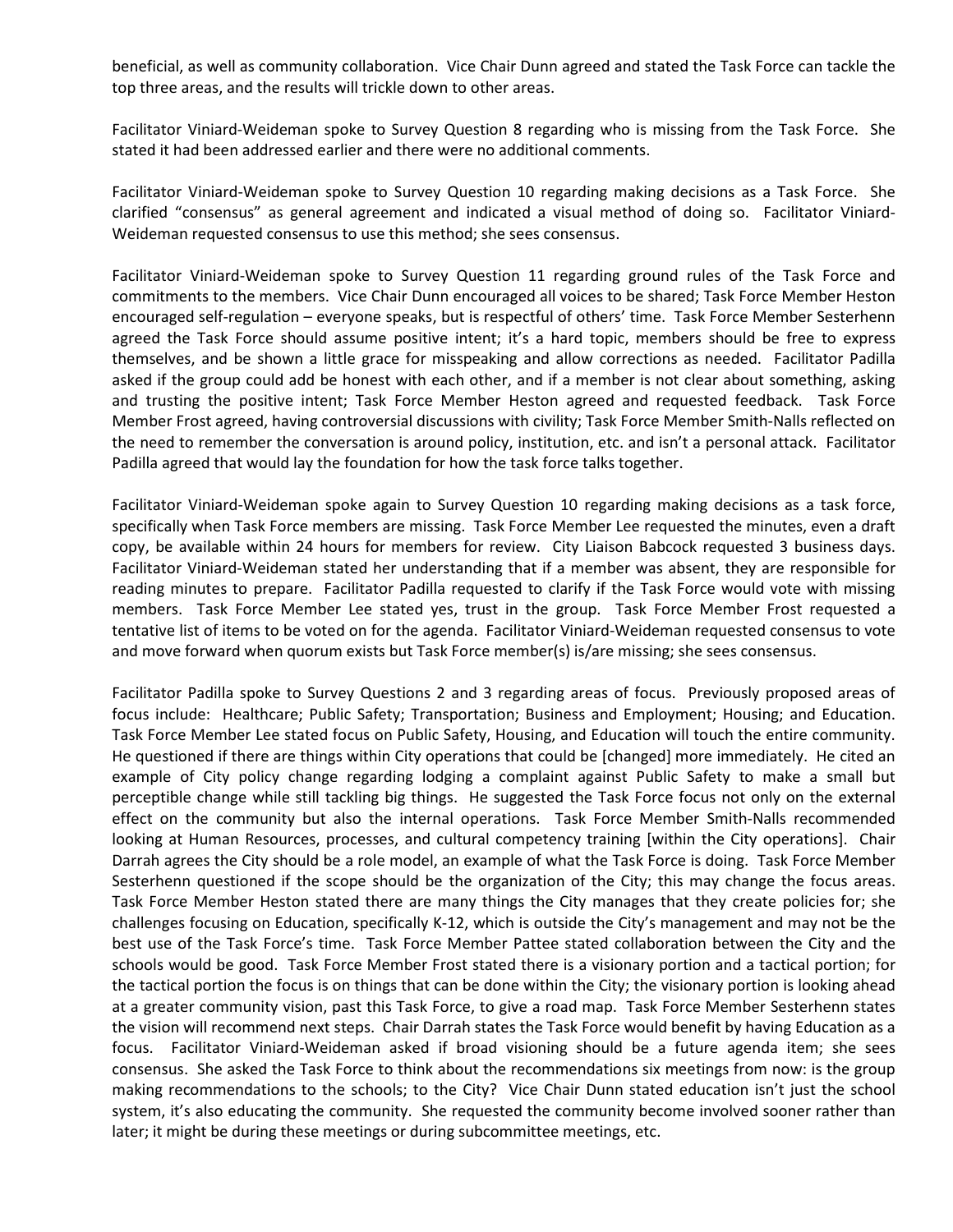beneficial, as well as community collaboration. Vice Chair Dunn agreed and stated the Task Force can tackle the top three areas, and the results will trickle down to other areas.

Facilitator Viniard-Weideman spoke to Survey Question 8 regarding who is missing from the Task Force. She stated it had been addressed earlier and there were no additional comments.

Facilitator Viniard-Weideman spoke to Survey Question 10 regarding making decisions as a Task Force. She clarified "consensus" as general agreement and indicated a visual method of doing so. Facilitator Viniard-Weideman requested consensus to use this method; she sees consensus.

Facilitator Viniard-Weideman spoke to Survey Question 11 regarding ground rules of the Task Force and commitments to the members. Vice Chair Dunn encouraged all voices to be shared; Task Force Member Heston encouraged self-regulation – everyone speaks, but is respectful of others' time. Task Force Member Sesterhenn agreed the Task Force should assume positive intent; it's a hard topic, members should be free to express themselves, and be shown a little grace for misspeaking and allow corrections as needed. Facilitator Padilla asked if the group could add be honest with each other, and if a member is not clear about something, asking and trusting the positive intent; Task Force Member Heston agreed and requested feedback. Task Force Member Frost agreed, having controversial discussions with civility; Task Force Member Smith-Nalls reflected on the need to remember the conversation is around policy, institution, etc. and isn't a personal attack. Facilitator Padilla agreed that would lay the foundation for how the task force talks together.

Facilitator Viniard-Weideman spoke again to Survey Question 10 regarding making decisions as a task force, specifically when Task Force members are missing. Task Force Member Lee requested the minutes, even a draft copy, be available within 24 hours for members for review. City Liaison Babcock requested 3 business days. Facilitator Viniard-Weideman stated her understanding that if a member was absent, they are responsible for reading minutes to prepare. Facilitator Padilla requested to clarify if the Task Force would vote with missing members. Task Force Member Lee stated yes, trust in the group. Task Force Member Frost requested a tentative list of items to be voted on for the agenda. Facilitator Viniard-Weideman requested consensus to vote and move forward when quorum exists but Task Force member(s) is/are missing; she sees consensus.

Facilitator Padilla spoke to Survey Questions 2 and 3 regarding areas of focus. Previously proposed areas of focus include: Healthcare; Public Safety; Transportation; Business and Employment; Housing; and Education. Task Force Member Lee stated focus on Public Safety, Housing, and Education will touch the entire community. He questioned if there are things within City operations that could be [changed] more immediately. He cited an example of City policy change regarding lodging a complaint against Public Safety to make a small but perceptible change while still tackling big things. He suggested the Task Force focus not only on the external effect on the community but also the internal operations. Task Force Member Smith-Nalls recommended looking at Human Resources, processes, and cultural competency training [within the City operations]. Chair Darrah agrees the City should be a role model, an example of what the Task Force is doing. Task Force Member Sesterhenn questioned if the scope should be the organization of the City; this may change the focus areas. Task Force Member Heston stated there are many things the City manages that they create policies for; she challenges focusing on Education, specifically K-12, which is outside the City's management and may not be the best use of the Task Force's time. Task Force Member Pattee stated collaboration between the City and the schools would be good. Task Force Member Frost stated there is a visionary portion and a tactical portion; for the tactical portion the focus is on things that can be done within the City; the visionary portion is looking ahead at a greater community vision, past this Task Force, to give a road map. Task Force Member Sesterhenn states the vision will recommend next steps. Chair Darrah states the Task Force would benefit by having Education as a focus. Facilitator Viniard-Weideman asked if broad visioning should be a future agenda item; she sees consensus. She asked the Task Force to think about the recommendations six meetings from now: is the group making recommendations to the schools; to the City? Vice Chair Dunn stated education isn't just the school system, it's also educating the community. She requested the community become involved sooner rather than later; it might be during these meetings or during subcommittee meetings, etc.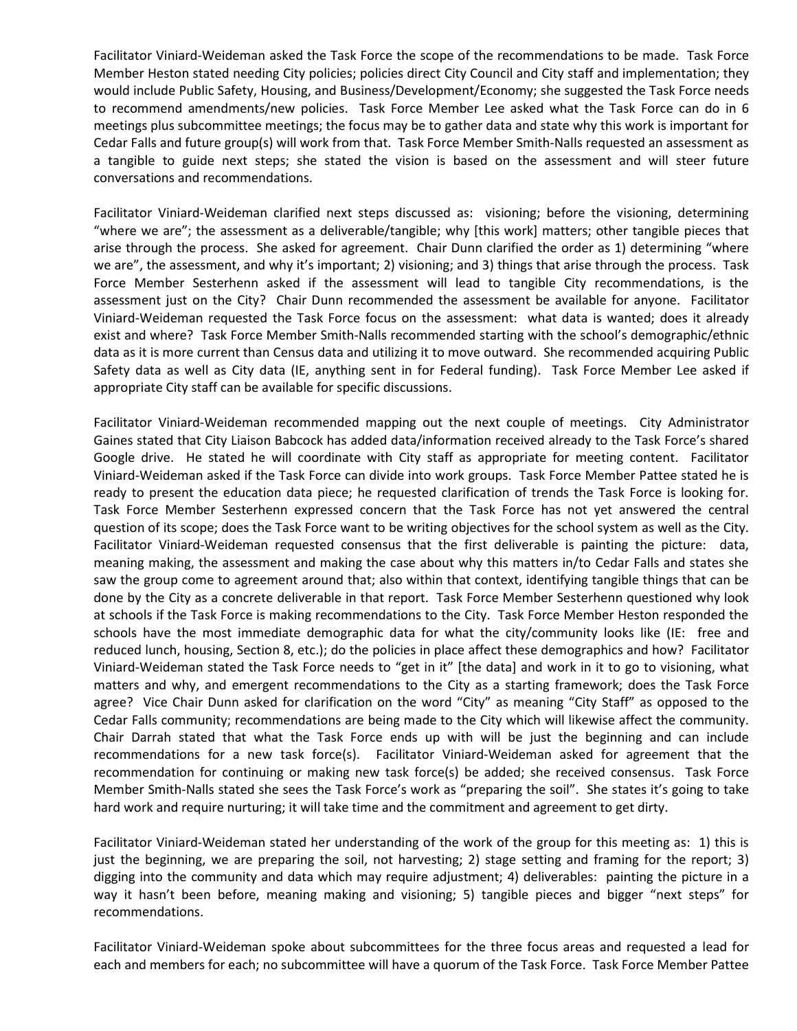Facilitator Viniard-Weideman asked the Task Force the scope of the recommendations to be made. Task Force Member Heston stated needing City policies; policies direct City Council and City staff and implementation; they would include Public Safety, Housing, and Business/Development/Economy; she suggested the Task Force needs to recommend amendments/new policies. Task Force Member Lee asked what the Task Force can do in 6 meetings plus subcommittee meetings; the focus may be to gather data and state why this work is important for Cedar Falls and future group(s) will work from that. Task Force Member Smith-Nalls requested an assessment as a tangible to guide next steps; she stated the vision is based on the assessment and will steer future conversations and recommendations.

Facilitator Viniard-Weideman clarified next steps discussed as: visioning; before the visioning, determining "where we are"; the assessment as a deliverable/tangible; why [this work] matters; other tangible pieces that arise through the process. She asked for agreement. Chair Dunn clarified the order as 1) determining "where we are", the assessment, and why it's important; 2) visioning; and 3) things that arise through the process. Task Force Member Sesterhenn asked if the assessment will lead to tangible City recommendations, is the assessment just on the City? Chair Dunn recommended the assessment be available for anyone. Facilitator Viniard-Weideman requested the Task Force focus on the assessment: what data is wanted; does it already exist and where? Task Force Member Smith-Nalls recommended starting with the school's demographic/ethnic data as it is more current than Census data and utilizing it to move outward. She recommended acquiring Public Safety data as well as City data (IE, anything sent in for Federal funding). Task Force Member Lee asked if appropriate City staff can be available for specific discussions.

Facilitator Viniard-Weideman recommended mapping out the next couple of meetings. City Administrator Gaines stated that City Liaison Babcock has added data/information received already to the Task Force's shared Google drive. He stated he will coordinate with City staff as appropriate for meeting content. Facilitator Viniard-Weideman asked if the Task Force can divide into work groups. Task Force Member Pattee stated he is ready to present the education data piece; he requested clarification of trends the Task Force is looking for. Task Force Member Sesterhenn expressed concern that the Task Force has not yet answered the central question of its scope; does the Task Force want to be writing objectives for the school system as well as the City. Facilitator Viniard-Weideman requested consensus that the first deliverable is painting the picture: data, meaning making, the assessment and making the case about why this matters in/to Cedar Falls and states she saw the group come to agreement around that; also within that context, identifying tangible things that can be done by the City as a concrete deliverable in that report. Task Force Member Sesterhenn questioned why look at schools if the Task Force is making recommendations to the City. Task Force Member Heston responded the schools have the most immediate demographic data for what the city/community looks like (IE: free and reduced lunch, housing, Section 8, etc.); do the policies in place affect these demographics and how? Facilitator Viniard-Weideman stated the Task Force needs to "get in it" [the data] and work in it to go to visioning, what matters and why, and emergent recommendations to the City as a starting framework; does the Task Force agree? Vice Chair Dunn asked for clarification on the word "City" as meaning "City Staff" as opposed to the Cedar Falls community; recommendations are being made to the City which will likewise affect the community. Chair Darrah stated that what the Task Force ends up with will be just the beginning and can include recommendations for a new task force(s). Facilitator Viniard-Weideman asked for agreement that the recommendation for continuing or making new task force(s) be added; she received consensus. Task Force Member Smith-Nalls stated she sees the Task Force's work as "preparing the soil". She states it's going to take hard work and require nurturing; it will take time and the commitment and agreement to get dirty.

Facilitator Viniard-Weideman stated her understanding of the work of the group for this meeting as: 1) this is just the beginning, we are preparing the soil, not harvesting; 2) stage setting and framing for the report; 3) digging into the community and data which may require adjustment; 4) deliverables: painting the picture in a way it hasn't been before, meaning making and visioning; 5) tangible pieces and bigger "next steps" for recommendations.

Facilitator Viniard-Weideman spoke about subcommittees for the three focus areas and requested a lead for each and members for each; no subcommittee will have a quorum of the Task Force. Task Force Member Pattee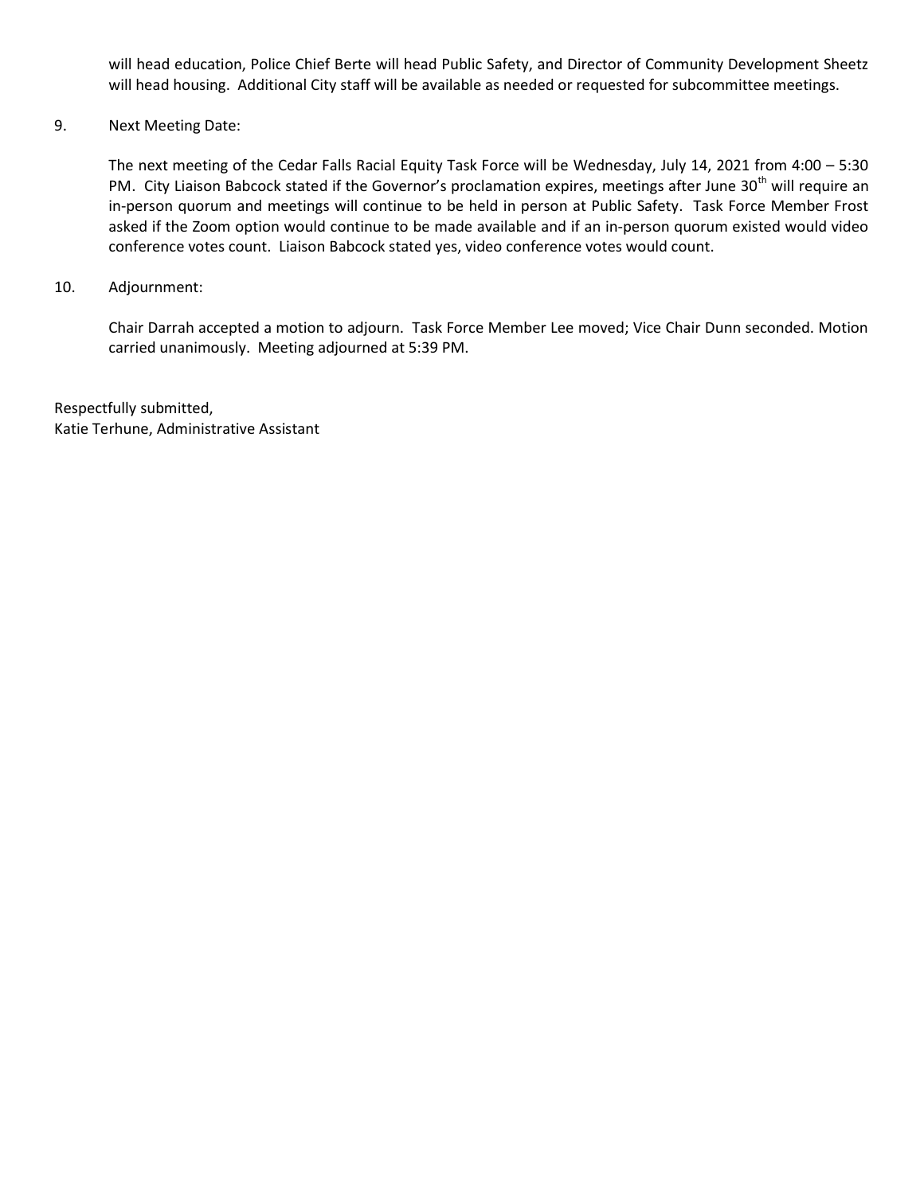will head education, Police Chief Berte will head Public Safety, and Director of Community Development Sheetz will head housing. Additional City staff will be available as needed or requested for subcommittee meetings.

9. Next Meeting Date:

   The next meeting of the Cedar Falls Racial Equity Task Force will be Wednesday, July 14, 2021 from 4:00 – 5:30 PM. City Liaison Babcock stated if the Governor's proclamation expires, meetings after June 30th will require an in-person quorum and meetings will continue to be held in person at Public Safety. Task Force Member Frost asked if the Zoom option would continue to be made available and if an in-person quorum existed would video conference votes count. Liaison Babcock stated yes, video conference votes would count.

10. Adjournment:

    Chair Darrah accepted a motion to adjourn. Task Force Member Lee moved; Vice Chair Dunn seconded. Motion carried unanimously. Meeting adjourned at 5:39 PM.

Respectfully submitted,
Katie Terhune, Administrative Assistant